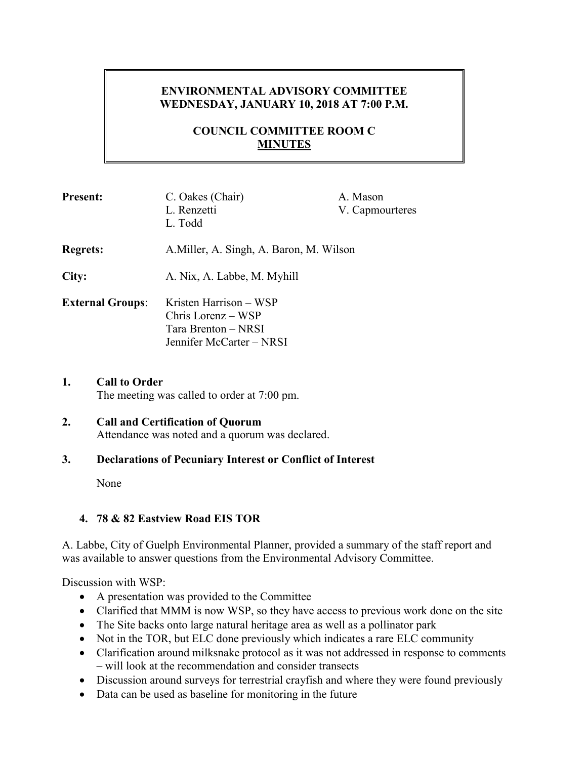# ENVIRONMENTAL ADVISORY COMMITTEE
# WEDNESDAY, JANUARY 10, 2018 AT 7:00 P.M.

## COUNCIL COMMITTEE ROOM C
## MINUTES

| | | |
|---|---|---|
| **Present:** | C. Oakes (Chair)<br>L. Renzetti<br>L. Todd | A. Mason<br>V. Capmourteres |
| **Regrets:** | A.Miller, A. Singh, A. Baron, M. Wilson | |
| **City:** | A. Nix, A. Labbe, M. Myhill | |
| **External Groups**: | Kristen Harrison – WSP<br>Chris Lorenz – WSP<br>Tara Brenton – NRSI<br>Jennifer McCarter – NRSI | |

**1. Call to Order**

The meeting was called to order at 7:00 pm.

**2. Call and Certification of Quorum**

Attendance was noted and a quorum was declared.

**3. Declarations of Pecuniary Interest or Conflict of Interest**

None

**4. 78 & 82 Eastview Road EIS TOR**

A. Labbe, City of Guelph Environmental Planner, provided a summary of the staff report and was available to answer questions from the Environmental Advisory Committee.

Discussion with WSP:

- A presentation was provided to the Committee
- Clarified that MMM is now WSP, so they have access to previous work done on the site
- The Site backs onto large natural heritage area as well as a pollinator park
- Not in the TOR, but ELC done previously which indicates a rare ELC community
- Clarification around milksnake protocol as it was not addressed in response to comments – will look at the recommendation and consider transects
- Discussion around surveys for terrestrial crayfish and where they were found previously
- Data can be used as baseline for monitoring in the future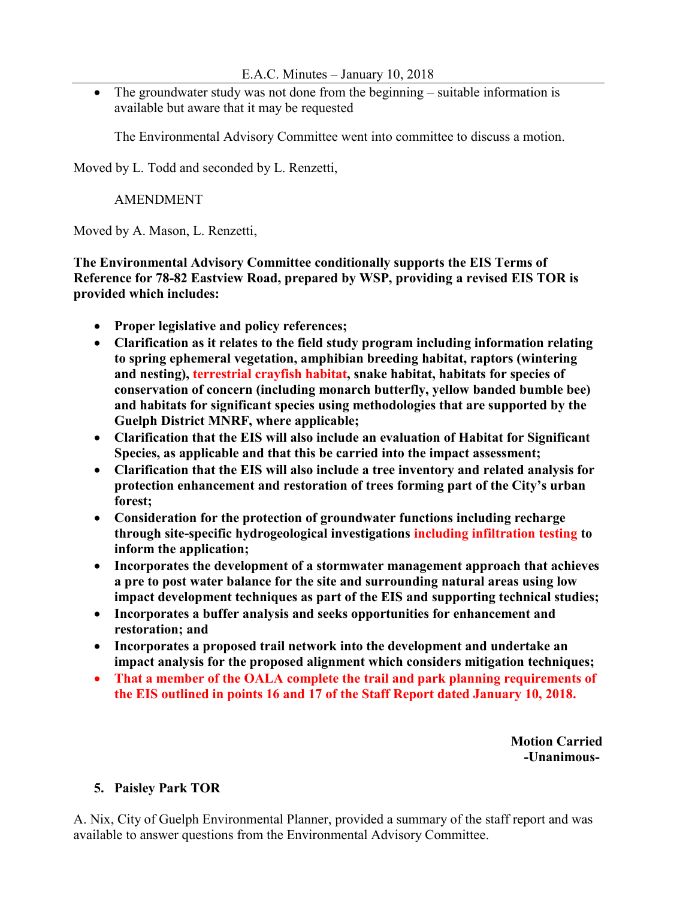- The groundwater study was not done from the beginning – suitable information is available but aware that it may be requested

The Environmental Advisory Committee went into committee to discuss a motion.

Moved by L. Todd and seconded by L. Renzetti,

AMENDMENT

Moved by A. Mason, L. Renzetti,

**The Environmental Advisory Committee conditionally supports the EIS Terms of Reference for 78-82 Eastview Road, prepared by WSP, providing a revised EIS TOR is provided which includes:**

- **Proper legislative and policy references;**
- **Clarification as it relates to the field study program including information relating to spring ephemeral vegetation, amphibian breeding habitat, raptors (wintering and nesting), terrestrial crayfish habitat, snake habitat, habitats for species of conservation of concern (including monarch butterfly, yellow banded bumble bee) and habitats for significant species using methodologies that are supported by the Guelph District MNRF, where applicable;**
- **Clarification that the EIS will also include an evaluation of Habitat for Significant Species, as applicable and that this be carried into the impact assessment;**
- **Clarification that the EIS will also include a tree inventory and related analysis for protection enhancement and restoration of trees forming part of the City's urban forest;**
- **Consideration for the protection of groundwater functions including recharge through site-specific hydrogeological investigations including infiltration testing to inform the application;**
- **Incorporates the development of a stormwater management approach that achieves a pre to post water balance for the site and surrounding natural areas using low impact development techniques as part of the EIS and supporting technical studies;**
- **Incorporates a buffer analysis and seeks opportunities for enhancement and restoration; and**
- **Incorporates a proposed trail network into the development and undertake an impact analysis for the proposed alignment which considers mitigation techniques;**
- **That a member of the OALA complete the trail and park planning requirements of the EIS outlined in points 16 and 17 of the Staff Report dated January 10, 2018.**

**Motion Carried**
**-Unanimous-**

## 5. Paisley Park TOR

A. Nix, City of Guelph Environmental Planner, provided a summary of the staff report and was available to answer questions from the Environmental Advisory Committee.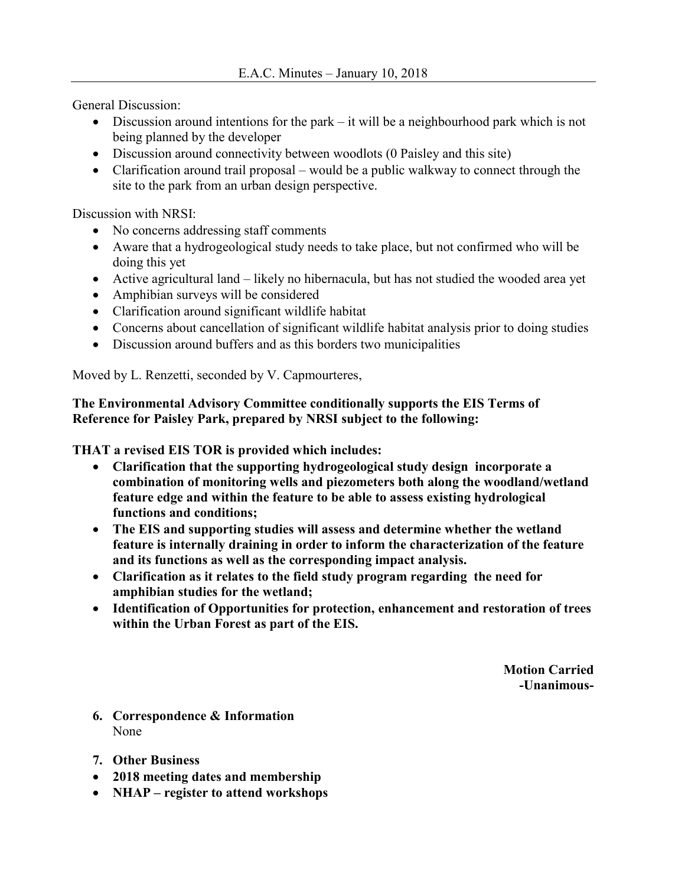General Discussion:

- Discussion around intentions for the park – it will be a neighbourhood park which is not being planned by the developer
- Discussion around connectivity between woodlots (0 Paisley and this site)
- Clarification around trail proposal – would be a public walkway to connect through the site to the park from an urban design perspective.

Discussion with NRSI:

- No concerns addressing staff comments
- Aware that a hydrogeological study needs to take place, but not confirmed who will be doing this yet
- Active agricultural land – likely no hibernacula, but has not studied the wooded area yet
- Amphibian surveys will be considered
- Clarification around significant wildlife habitat
- Concerns about cancellation of significant wildlife habitat analysis prior to doing studies
- Discussion around buffers and as this borders two municipalities

Moved by L. Renzetti, seconded by V. Capmourteres,

**The Environmental Advisory Committee conditionally supports the EIS Terms of Reference for Paisley Park, prepared by NRSI subject to the following:**

**THAT a revised EIS TOR is provided which includes:**

- **Clarification that the supporting hydrogeological study design incorporate a combination of monitoring wells and piezometers both along the woodland/wetland feature edge and within the feature to be able to assess existing hydrological functions and conditions;**
- **The EIS and supporting studies will assess and determine whether the wetland feature is internally draining in order to inform the characterization of the feature and its functions as well as the corresponding impact analysis.**
- **Clarification as it relates to the field study program regarding the need for amphibian studies for the wetland;**
- **Identification of Opportunities for protection, enhancement and restoration of trees within the Urban Forest as part of the EIS.**

**Motion Carried**
**-Unanimous-**

6. **Correspondence & Information**
   None

7. **Other Business**

- **2018 meeting dates and membership**
- **NHAP – register to attend workshops**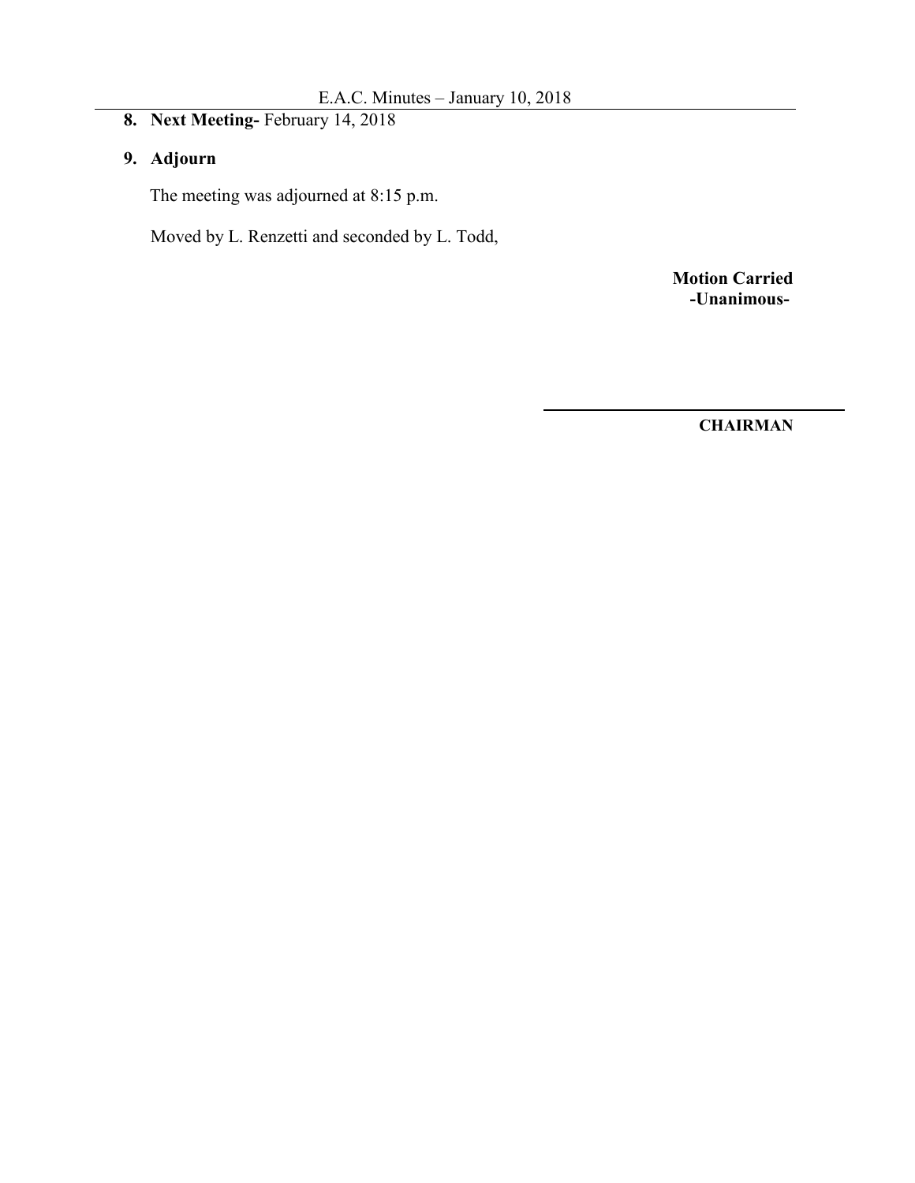**8. Next Meeting-** February 14, 2018

**9. Adjourn**

The meeting was adjourned at 8:15 p.m.

Moved by L. Renzetti and seconded by L. Todd,

**Motion Carried**
**-Unanimous-**

**CHAIRMAN**